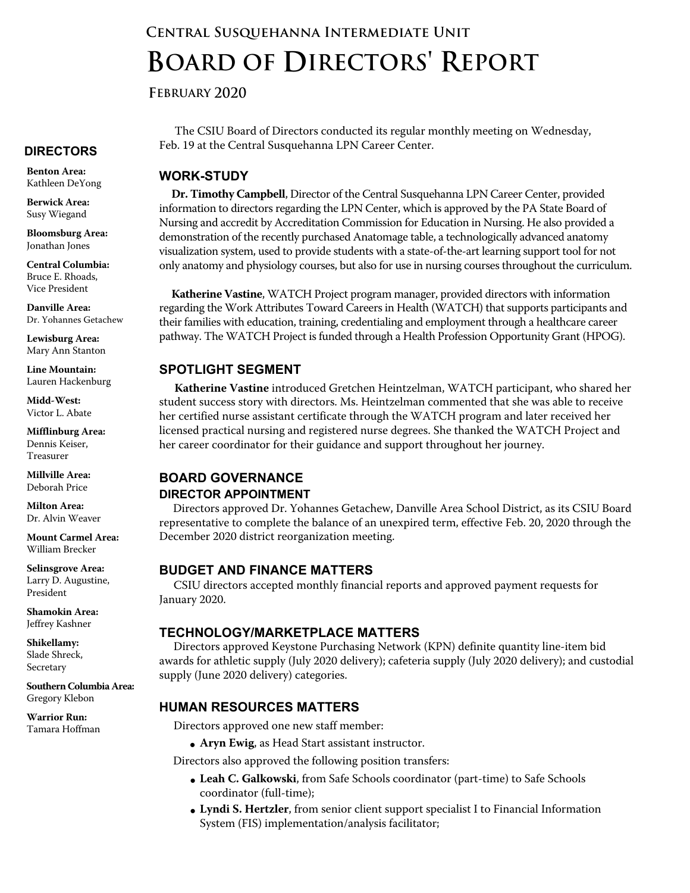# Central Susquehanna Intermediate Unit

# Board of Directors' Report

**February 2020**

The CSIU Board of Directors conducted its regular monthly meeting on Wednesday, Feb. 19 at the Central Susquehanna LPN Career Center.

## WORK-STUDY

**Dr. Timothy Campbell**, Director of the Central Susquehanna LPN Career Center, provided information to directors regarding the LPN Center, which is approved by the PA State Board of Nursing and accredit by Accreditation Commission for Education in Nursing. He also provided a demonstration of the recently purchased Anatomage table, a technologically advanced anatomy visualization system, used to provide students with a state-of-the-art learning support tool for not only anatomy and physiology courses, but also for use in nursing courses throughout the curriculum.

**Katherine Vastine**, WATCH Project program manager, provided directors with information regarding the Work Attributes Toward Careers in Health (WATCH) that supports participants and their families with education, training, credentialing and employment through a healthcare career pathway. The WATCH Project is funded through a Health Profession Opportunity Grant (HPOG).

## SPOTLIGHT SEGMENT

**Katherine Vastine** introduced Gretchen Heintzelman, WATCH participant, who shared her student success story with directors. Ms. Heintzelman commented that she was able to receive her certified nurse assistant certificate through the WATCH program and later received her licensed practical nursing and registered nurse degrees. She thanked the WATCH Project and her career coordinator for their guidance and support throughout her journey.

## BOARD GOVERNANCE

### DIRECTOR APPOINTMENT

Directors approved Dr. Yohannes Getachew, Danville Area School District, as its CSIU Board representative to complete the balance of an unexpired term, effective Feb. 20, 2020 through the December 2020 district reorganization meeting.

## BUDGET AND FINANCE MATTERS

CSIU directors accepted monthly financial reports and approved payment requests for January 2020.

## TECHNOLOGY/MARKETPLACE MATTERS

Directors approved Keystone Purchasing Network (KPN) definite quantity line-item bid awards for athletic supply (July 2020 delivery); cafeteria supply (July 2020 delivery); and custodial supply (June 2020 delivery) categories.

## HUMAN RESOURCES MATTERS

Directors approved one new staff member:

- **Aryn Ewig**, as Head Start assistant instructor.

Directors also approved the following position transfers:

- **Leah C. Galkowski**, from Safe Schools coordinator (part-time) to Safe Schools coordinator (full-time);
- **Lyndi S. Hertzler**, from senior client support specialist I to Financial Information System (FIS) implementation/analysis facilitator;

## DIRECTORS

**Benton Area:** Kathleen DeYong

**Berwick Area:** Susy Wiegand

**Bloomsburg Area:** Jonathan Jones

**Central Columbia:** Bruce E. Rhoads, Vice President

**Danville Area:** Dr. Yohannes Getachew

**Lewisburg Area:** Mary Ann Stanton

**Line Mountain:** Lauren Hackenburg

**Midd-West:** Victor L. Abate

**Mifflinburg Area:** Dennis Keiser, Treasurer

**Millville Area:** Deborah Price

**Milton Area:** Dr. Alvin Weaver

**Mount Carmel Area:** William Brecker

**Selinsgrove Area:** Larry D. Augustine, President

**Shamokin Area:** Jeffrey Kashner

**Shikellamy:** Slade Shreck, Secretary

**Southern Columbia Area:** Gregory Klebon

**Warrior Run:** Tamara Hoffman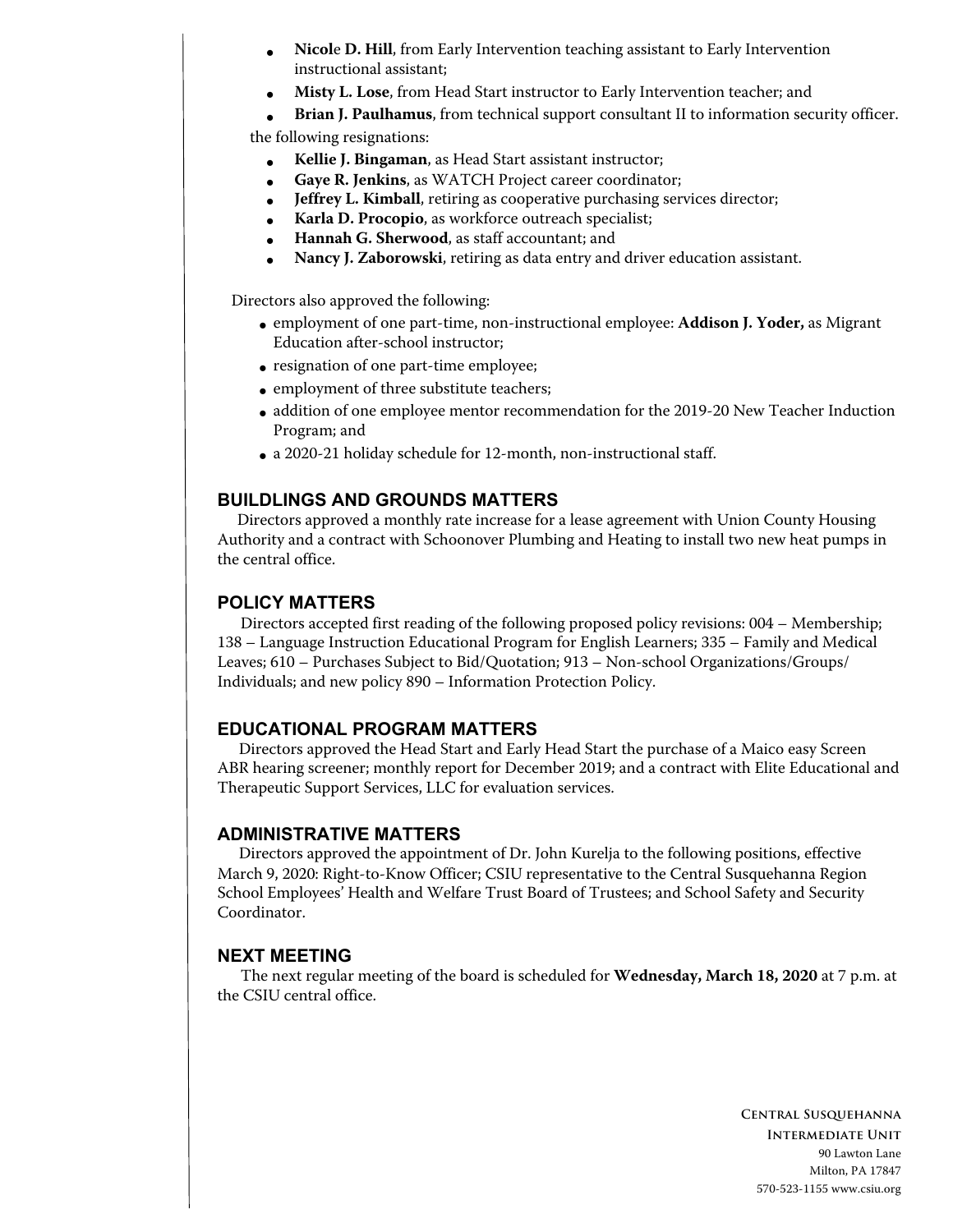- **Nicole D. Hill**, from Early Intervention teaching assistant to Early Intervention instructional assistant;
- **Misty L. Lose**, from Head Start instructor to Early Intervention teacher; and
- **Brian J. Paulhamus**, from technical support consultant II to information security officer.

the following resignations:

- **Kellie J. Bingaman**, as Head Start assistant instructor;
- **Gaye R. Jenkins**, as WATCH Project career coordinator;
- **Jeffrey L. Kimball**, retiring as cooperative purchasing services director;
- **Karla D. Procopio**, as workforce outreach specialist;
- **Hannah G. Sherwood**, as staff accountant; and
- **Nancy J. Zaborowski**, retiring as data entry and driver education assistant.

Directors also approved the following:

- employment of one part-time, non-instructional employee: **Addison J. Yoder,** as Migrant Education after-school instructor;
- resignation of one part-time employee;
- employment of three substitute teachers;
- addition of one employee mentor recommendation for the 2019-20 New Teacher Induction Program; and
- a 2020-21 holiday schedule for 12-month, non-instructional staff.

## BUILDLINGS AND GROUNDS MATTERS

Directors approved a monthly rate increase for a lease agreement with Union County Housing Authority and a contract with Schoonover Plumbing and Heating to install two new heat pumps in the central office.

## POLICY MATTERS

Directors accepted first reading of the following proposed policy revisions: 004 – Membership; 138 – Language Instruction Educational Program for English Learners; 335 – Family and Medical Leaves; 610 – Purchases Subject to Bid/Quotation; 913 – Non-school Organizations/Groups/ Individuals; and new policy 890 – Information Protection Policy.

## EDUCATIONAL PROGRAM MATTERS

Directors approved the Head Start and Early Head Start the purchase of a Maico easy Screen ABR hearing screener; monthly report for December 2019; and a contract with Elite Educational and Therapeutic Support Services, LLC for evaluation services.

## ADMINISTRATIVE MATTERS

Directors approved the appointment of Dr. John Kurelja to the following positions, effective March 9, 2020: Right-to-Know Officer; CSIU representative to the Central Susquehanna Region School Employees' Health and Welfare Trust Board of Trustees; and School Safety and Security Coordinator.

## NEXT MEETING

The next regular meeting of the board is scheduled for **Wednesday, March 18, 2020** at 7 p.m. at the CSIU central office.

**Central Susquehanna**
**Intermediate Unit**
90 Lawton Lane
Milton, PA 17847
570-523-1155 www.csiu.org